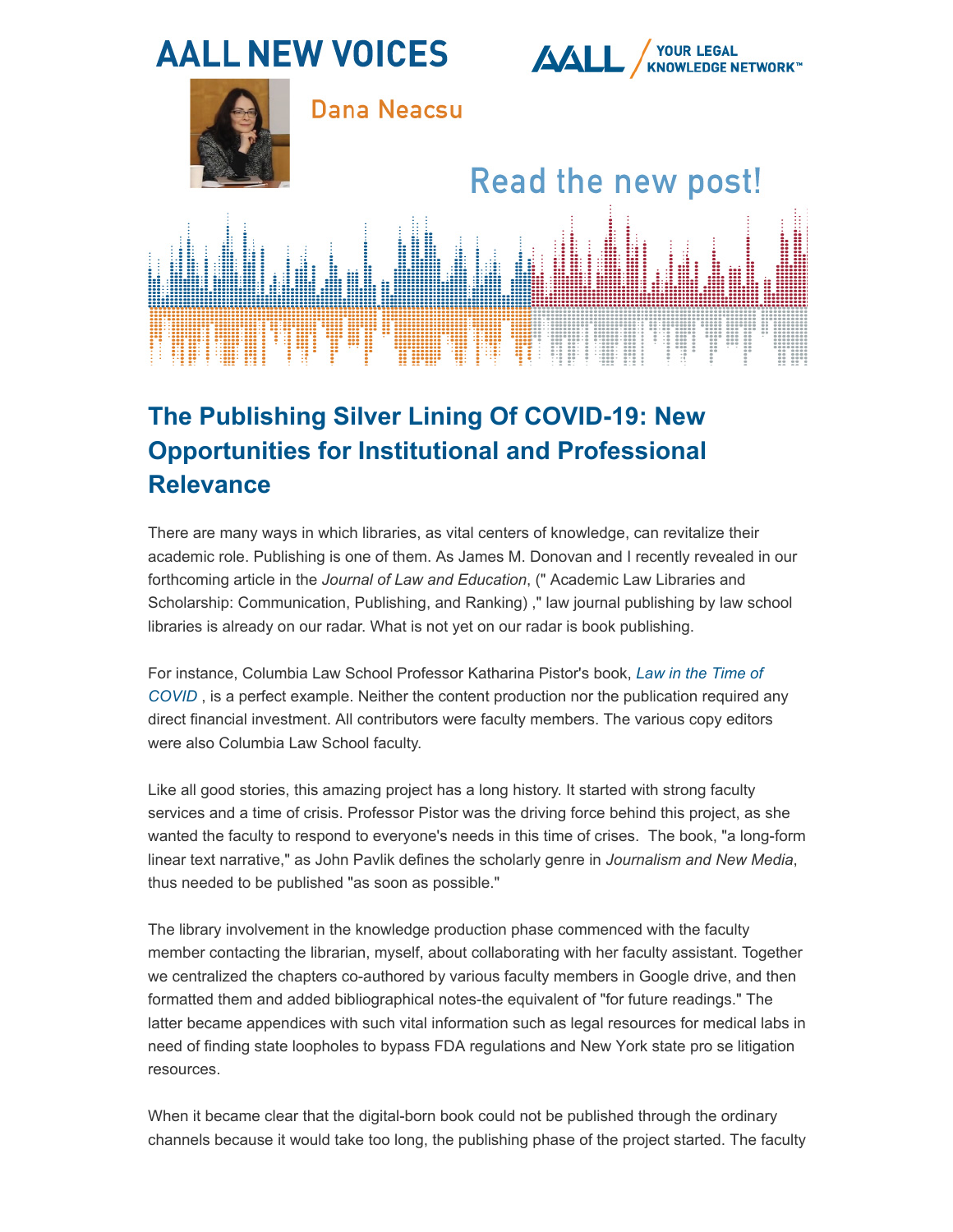# AALL NEW VOICES

AALL / YOUR LEGAL KNOWLEDGE NETWORK™

Dana Neacsu

Read the new post!

## The Publishing Silver Lining Of COVID-19: New Opportunities for Institutional and Professional Relevance

There are many ways in which libraries, as vital centers of knowledge, can revitalize their academic role. Publishing is one of them. As James M. Donovan and I recently revealed in our forthcoming article in the *Journal of Law and Education*, (" Academic Law Libraries and Scholarship: Communication, Publishing, and Ranking) ," law journal publishing by law school libraries is already on our radar. What is not yet on our radar is book publishing.

For instance, Columbia Law School Professor Katharina Pistor's book, *Law in the Time of COVID* , is a perfect example. Neither the content production nor the publication required any direct financial investment. All contributors were faculty members. The various copy editors were also Columbia Law School faculty.

Like all good stories, this amazing project has a long history. It started with strong faculty services and a time of crisis. Professor Pistor was the driving force behind this project, as she wanted the faculty to respond to everyone's needs in this time of crises.  The book, "a long-form linear text narrative," as John Pavlik defines the scholarly genre in *Journalism and New Media*, thus needed to be published "as soon as possible."

The library involvement in the knowledge production phase commenced with the faculty member contacting the librarian, myself, about collaborating with her faculty assistant. Together we centralized the chapters co-authored by various faculty members in Google drive, and then formatted them and added bibliographical notes-the equivalent of "for future readings." The latter became appendices with such vital information such as legal resources for medical labs in need of finding state loopholes to bypass FDA regulations and New York state pro se litigation resources.

When it became clear that the digital-born book could not be published through the ordinary channels because it would take too long, the publishing phase of the project started. The faculty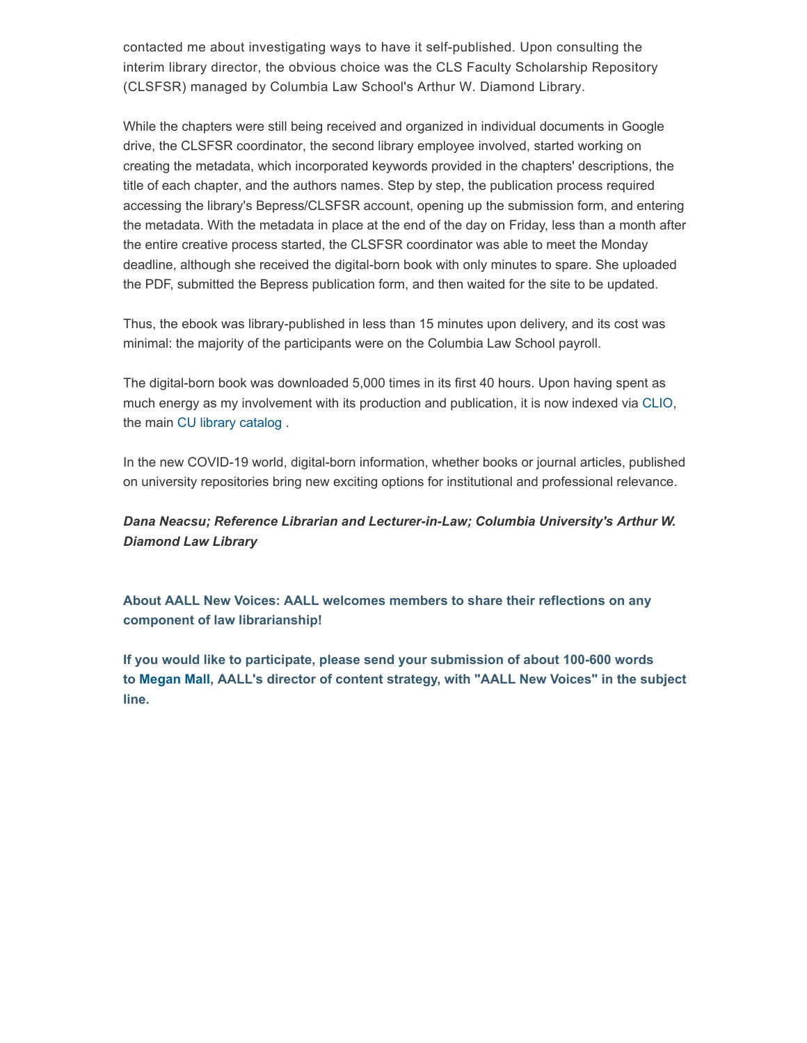contacted me about investigating ways to have it self-published. Upon consulting the interim library director, the obvious choice was the CLS Faculty Scholarship Repository (CLSFSR) managed by Columbia Law School's Arthur W. Diamond Library.

While the chapters were still being received and organized in individual documents in Google drive, the CLSFSR coordinator, the second library employee involved, started working on creating the metadata, which incorporated keywords provided in the chapters' descriptions, the title of each chapter, and the authors names. Step by step, the publication process required accessing the library's Bepress/CLSFSR account, opening up the submission form, and entering the metadata. With the metadata in place at the end of the day on Friday, less than a month after the entire creative process started, the CLSFSR coordinator was able to meet the Monday deadline, although she received the digital-born book with only minutes to spare. She uploaded the PDF, submitted the Bepress publication form, and then waited for the site to be updated.

Thus, the ebook was library-published in less than 15 minutes upon delivery, and its cost was minimal: the majority of the participants were on the Columbia Law School payroll.

The digital-born book was downloaded 5,000 times in its first 40 hours. Upon having spent as much energy as my involvement with its production and publication, it is now indexed via CLIO, the main CU library catalog .

In the new COVID-19 world, digital-born information, whether books or journal articles, published on university repositories bring new exciting options for institutional and professional relevance.

***Dana Neacsu; Reference Librarian and Lecturer-in-Law; Columbia University's Arthur W. Diamond Law Library***

**About AALL New Voices: AALL welcomes members to share their reflections on any component of law librarianship!**

**If you would like to participate, please send your submission of about 100-600 words to Megan Mall, AALL's director of content strategy, with "AALL New Voices" in the subject line.**